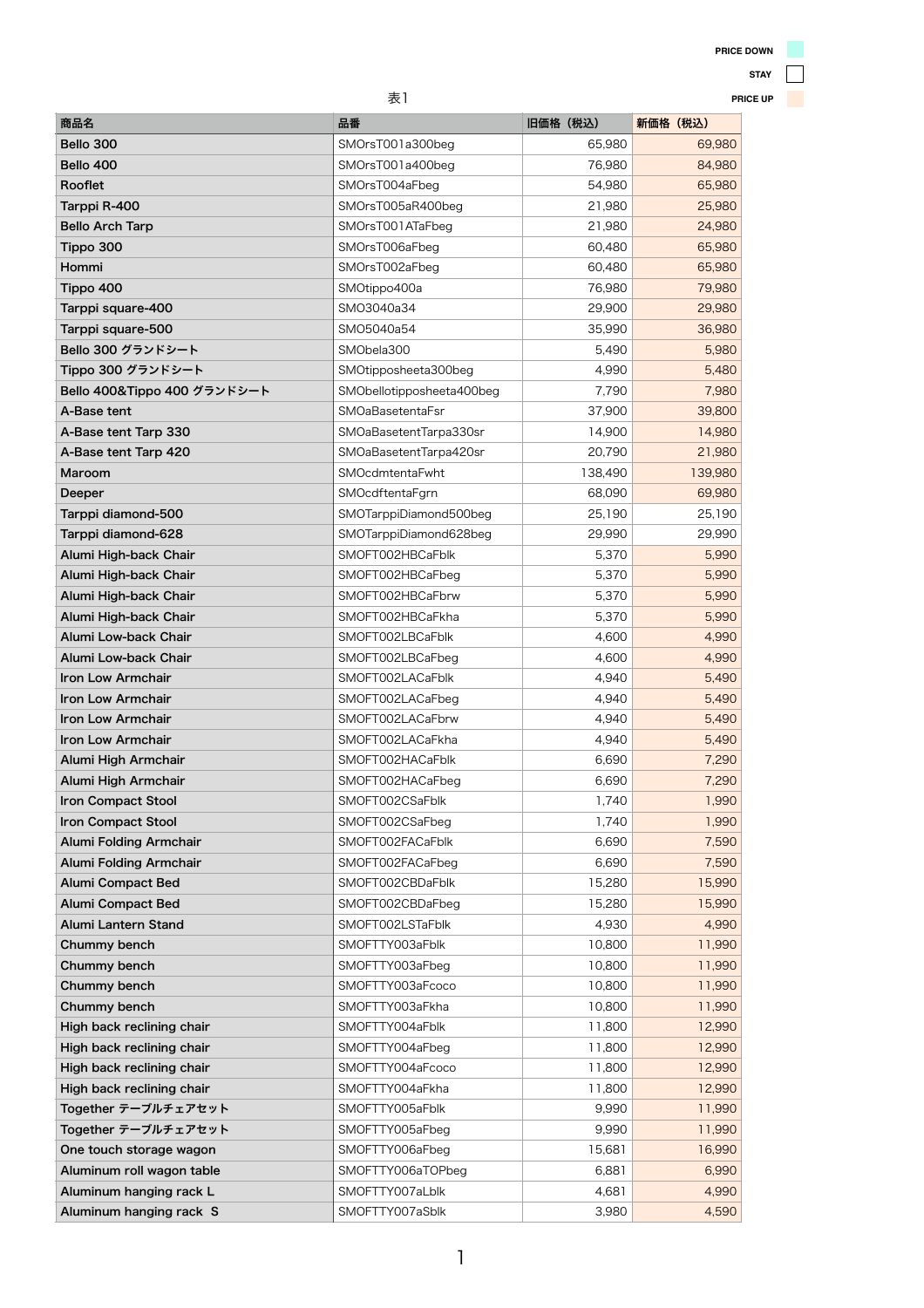PRICE DOWN

STAY

PRICE UP

表1

| 商品名 | 品番 | 旧価格（税込） | 新価格（税込） |
|---|---|---|---|
| Bello 300 | SMOrsT001a300beg | 65,980 | 69,980 |
| Bello 400 | SMOrsT001a400beg | 76,980 | 84,980 |
| Rooflet | SMOrsT004aFbeg | 54,980 | 65,980 |
| Tarppi R-400 | SMOrsT005aR400beg | 21,980 | 25,980 |
| Bello Arch Tarp | SMOrsT001ATaFbeg | 21,980 | 24,980 |
| Tippo 300 | SMOrsT006aFbeg | 60,480 | 65,980 |
| Hommi | SMOrsT002aFbeg | 60,480 | 65,980 |
| Tippo 400 | SMOtippo400a | 76,980 | 79,980 |
| Tarppi square-400 | SMO3040a34 | 29,900 | 29,980 |
| Tarppi square-500 | SMO5040a54 | 35,990 | 36,980 |
| Bello 300 グランドシート | SMObela300 | 5,490 | 5,980 |
| Tippo 300 グランドシート | SMOtipposheeta300beg | 4,990 | 5,480 |
| Bello 400&Tippo 400 グランドシート | SMObellotipposheeta400beg | 7,790 | 7,980 |
| A-Base tent | SMOaBasetentaFsr | 37,900 | 39,800 |
| A-Base tent Tarp 330 | SMOaBasetentTarpa330sr | 14,900 | 14,980 |
| A-Base tent Tarp 420 | SMOaBasetentTarpa420sr | 20,790 | 21,980 |
| Maroom | SMOcdmtentaFwht | 138,490 | 139,980 |
| Deeper | SMOcdftentaFgrn | 68,090 | 69,980 |
| Tarppi diamond-500 | SMOTarppiDiamond500beg | 25,190 | 25,190 |
| Tarppi diamond-628 | SMOTarppiDiamond628beg | 29,990 | 29,990 |
| Alumi High-back Chair | SMOFT002HBCaFblk | 5,370 | 5,990 |
| Alumi High-back Chair | SMOFT002HBCaFbeg | 5,370 | 5,990 |
| Alumi High-back Chair | SMOFT002HBCaFbrw | 5,370 | 5,990 |
| Alumi High-back Chair | SMOFT002HBCaFkha | 5,370 | 5,990 |
| Alumi Low-back Chair | SMOFT002LBCaFblk | 4,600 | 4,990 |
| Alumi Low-back Chair | SMOFT002LBCaFbeg | 4,600 | 4,990 |
| Iron Low Armchair | SMOFT002LACaFblk | 4,940 | 5,490 |
| Iron Low Armchair | SMOFT002LACaFbeg | 4,940 | 5,490 |
| Iron Low Armchair | SMOFT002LACaFbrw | 4,940 | 5,490 |
| Iron Low Armchair | SMOFT002LACaFkha | 4,940 | 5,490 |
| Alumi High Armchair | SMOFT002HACaFblk | 6,690 | 7,290 |
| Alumi High Armchair | SMOFT002HACaFbeg | 6,690 | 7,290 |
| Iron Compact Stool | SMOFT002CSaFblk | 1,740 | 1,990 |
| Iron Compact Stool | SMOFT002CSaFbeg | 1,740 | 1,990 |
| Alumi Folding Armchair | SMOFT002FACaFblk | 6,690 | 7,590 |
| Alumi Folding Armchair | SMOFT002FACaFbeg | 6,690 | 7,590 |
| Alumi Compact Bed | SMOFT002CBDaFblk | 15,280 | 15,990 |
| Alumi Compact Bed | SMOFT002CBDaFbeg | 15,280 | 15,990 |
| Alumi Lantern Stand | SMOFT002LSTaFblk | 4,930 | 4,990 |
| Chummy bench | SMOFTTY003aFblk | 10,800 | 11,990 |
| Chummy bench | SMOFTTY003aFbeg | 10,800 | 11,990 |
| Chummy bench | SMOFTTY003aFcoco | 10,800 | 11,990 |
| Chummy bench | SMOFTTY003aFkha | 10,800 | 11,990 |
| High back reclining chair | SMOFTTY004aFblk | 11,800 | 12,990 |
| High back reclining chair | SMOFTTY004aFbeg | 11,800 | 12,990 |
| High back reclining chair | SMOFTTY004aFcoco | 11,800 | 12,990 |
| High back reclining chair | SMOFTTY004aFkha | 11,800 | 12,990 |
| Together テーブルチェアセット | SMOFTTY005aFblk | 9,990 | 11,990 |
| Together テーブルチェアセット | SMOFTTY005aFbeg | 9,990 | 11,990 |
| One touch storage wagon | SMOFTTY006aFbeg | 15,681 | 16,990 |
| Aluminum roll wagon table | SMOFTTY006aTOPbeg | 6,881 | 6,990 |
| Aluminum hanging rack L | SMOFTTY007aLblk | 4,681 | 4,990 |
| Aluminum hanging rack S | SMOFTTY007aSblk | 3,980 | 4,590 |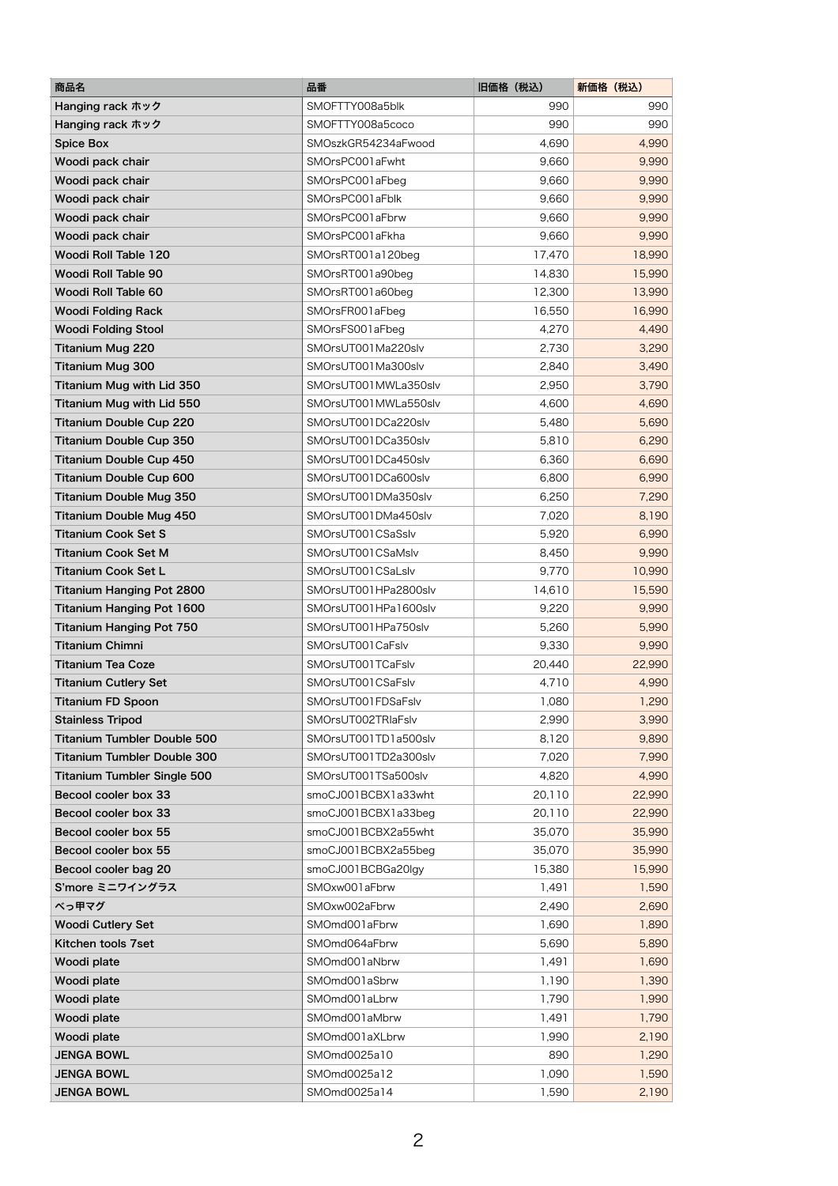| 商品名 | 品番 | 旧価格（税込） | 新価格（税込） |
| --- | --- | --- | --- |
| Hanging rack ホック | SMOFTTY008a5blk | 990 | 990 |
| Hanging rack ホック | SMOFTTY008a5coco | 990 | 990 |
| Spice Box | SMOszkGR54234aFwood | 4,690 | 4,990 |
| Woodi pack chair | SMOrsPC001aFwht | 9,660 | 9,990 |
| Woodi pack chair | SMOrsPC001aFbeg | 9,660 | 9,990 |
| Woodi pack chair | SMOrsPC001aFblk | 9,660 | 9,990 |
| Woodi pack chair | SMOrsPC001aFbrw | 9,660 | 9,990 |
| Woodi pack chair | SMOrsPC001aFkha | 9,660 | 9,990 |
| Woodi Roll Table 120 | SMOrsRT001a120beg | 17,470 | 18,990 |
| Woodi Roll Table 90 | SMOrsRT001a90beg | 14,830 | 15,990 |
| Woodi Roll Table 60 | SMOrsRT001a60beg | 12,300 | 13,990 |
| Woodi Folding Rack | SMOrsFR001aFbeg | 16,550 | 16,990 |
| Woodi Folding Stool | SMOrsFS001aFbeg | 4,270 | 4,490 |
| Titanium Mug 220 | SMOrsUT001Ma220slv | 2,730 | 3,290 |
| Titanium Mug 300 | SMOrsUT001Ma300slv | 2,840 | 3,490 |
| Titanium Mug with Lid 350 | SMOrsUT001MWLa350slv | 2,950 | 3,790 |
| Titanium Mug with Lid 550 | SMOrsUT001MWLa550slv | 4,600 | 4,690 |
| Titanium Double Cup 220 | SMOrsUT001DCa220slv | 5,480 | 5,690 |
| Titanium Double Cup 350 | SMOrsUT001DCa350slv | 5,810 | 6,290 |
| Titanium Double Cup 450 | SMOrsUT001DCa450slv | 6,360 | 6,690 |
| Titanium Double Cup 600 | SMOrsUT001DCa600slv | 6,800 | 6,990 |
| Titanium Double Mug 350 | SMOrsUT001DMa350slv | 6,250 | 7,290 |
| Titanium Double Mug 450 | SMOrsUT001DMa450slv | 7,020 | 8,190 |
| Titanium Cook Set S | SMOrsUT001CSaSslv | 5,920 | 6,990 |
| Titanium Cook Set M | SMOrsUT001CSaMslv | 8,450 | 9,990 |
| Titanium Cook Set L | SMOrsUT001CSaLslv | 9,770 | 10,990 |
| Titanium Hanging Pot 2800 | SMOrsUT001HPa2800slv | 14,610 | 15,590 |
| Titanium Hanging Pot 1600 | SMOrsUT001HPa1600slv | 9,220 | 9,990 |
| Titanium Hanging Pot 750 | SMOrsUT001HPa750slv | 5,260 | 5,990 |
| Titanium Chimni | SMOrsUT001CaFslv | 9,330 | 9,990 |
| Titanium Tea Coze | SMOrsUT001TCaFslv | 20,440 | 22,990 |
| Titanium Cutlery Set | SMOrsUT001CSaFslv | 4,710 | 4,990 |
| Titanium FD Spoon | SMOrsUT001FDSaFslv | 1,080 | 1,290 |
| Stainless Tripod | SMOrsUT002TRIaFslv | 2,990 | 3,990 |
| Titanium Tumbler Double 500 | SMOrsUT001TD1a500slv | 8,120 | 9,890 |
| Titanium Tumbler Double 300 | SMOrsUT001TD2a300slv | 7,020 | 7,990 |
| Titanium Tumbler Single 500 | SMOrsUT001TSa500slv | 4,820 | 4,990 |
| Becool cooler box 33 | smoCJ001BCBX1a33wht | 20,110 | 22,990 |
| Becool cooler box 33 | smoCJ001BCBX1a33beg | 20,110 | 22,990 |
| Becool cooler box 55 | smoCJ001BCBX2a55wht | 35,070 | 35,990 |
| Becool cooler box 55 | smoCJ001BCBX2a55beg | 35,070 | 35,990 |
| Becool cooler bag 20 | smoCJ001BCBGa20lgy | 15,380 | 15,990 |
| S'more ミニワイングラス | SMOxw001aFbrw | 1,491 | 1,590 |
| べっ甲マグ | SMOxw002aFbrw | 2,490 | 2,690 |
| Woodi Cutlery Set | SMOmd001aFbrw | 1,690 | 1,890 |
| Kitchen tools 7set | SMOmd064aFbrw | 5,690 | 5,890 |
| Woodi plate | SMOmd001aNbrw | 1,491 | 1,690 |
| Woodi plate | SMOmd001aSbrw | 1,190 | 1,390 |
| Woodi plate | SMOmd001aLbrw | 1,790 | 1,990 |
| Woodi plate | SMOmd001aMbrw | 1,491 | 1,790 |
| Woodi plate | SMOmd001aXLbrw | 1,990 | 2,190 |
| JENGA BOWL | SMOmd0025a10 | 890 | 1,290 |
| JENGA BOWL | SMOmd0025a12 | 1,090 | 1,590 |
| JENGA BOWL | SMOmd0025a14 | 1,590 | 2,190 |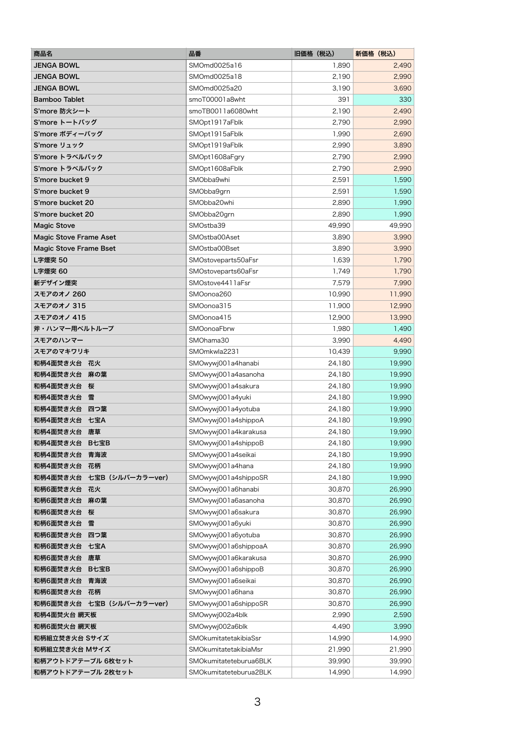| 商品名 | 品番 | 旧価格（税込） | 新価格（税込） |
|---|---|---|---|
| JENGA BOWL | SMOmd0025a16 | 1,890 | 2,490 |
| JENGA BOWL | SMOmd0025a18 | 2,190 | 2,990 |
| JENGA BOWL | SMOmd0025a20 | 3,190 | 3,690 |
| Bamboo Tablet | smoT00001a8wht | 391 | 330 |
| S'more 防火シート | smoTB0011a6080wht | 2,190 | 2,490 |
| S'more トートバッグ | SMOpt1917aFblk | 2,790 | 2,990 |
| S'more ボディーバッグ | SMOpt1915aFblk | 1,990 | 2,690 |
| S'more リュック | SMOpt1919aFblk | 2,990 | 3,890 |
| S'more トラベルバック | SMOpt1608aFgry | 2,790 | 2,990 |
| S'more トラベルバック | SMOpt1608aFblk | 2,790 | 2,990 |
| S'more bucket 9 | SMObba9whi | 2,591 | 1,590 |
| S'more bucket 9 | SMObba9grn | 2,591 | 1,590 |
| S'more bucket 20 | SMObba20whi | 2,890 | 1,990 |
| S'more bucket 20 | SMObba20grn | 2,890 | 1,990 |
| Magic Stove | SMOstba39 | 49,990 | 49,990 |
| Magic Stove Frame Aset | SMOstba00Aset | 3,890 | 3,990 |
| Magic Stove Frame Bset | SMOstba00Bset | 3,890 | 3,990 |
| L字煙突 50 | SMOstoveparts50aFsr | 1,639 | 1,790 |
| L字煙突 60 | SMOstoveparts60aFsr | 1,749 | 1,790 |
| 新デザイン煙突 | SMOstove4411aFsr | 7,579 | 7,990 |
| スモアのオノ 260 | SMOonoa260 | 10,990 | 11,990 |
| スモアのオノ 315 | SMOonoa315 | 11,900 | 12,990 |
| スモアのオノ 415 | SMOonoa415 | 12,900 | 13,990 |
| 斧・ハンマー用ベルトループ | SMOonoaFbrw | 1,980 | 1,490 |
| スモアのハンマー | SMOhama30 | 3,990 | 4,490 |
| スモアのマキワリキ | SMOmkwla2231 | 10,439 | 9,990 |
| 和柄4面焚き火台　花火 | SMOwywj001a4hanabi | 24,180 | 19,990 |
| 和柄4面焚き火台　麻の葉 | SMOwywj001a4asanoha | 24,180 | 19,990 |
| 和柄4面焚き火台　桜 | SMOwywj001a4sakura | 24,180 | 19,990 |
| 和柄4面焚き火台　雪 | SMOwywj001a4yuki | 24,180 | 19,990 |
| 和柄4面焚き火台　四つ葉 | SMOwywj001a4yotuba | 24,180 | 19,990 |
| 和柄4面焚き火台　七宝A | SMOwywj001a4shippoA | 24,180 | 19,990 |
| 和柄4面焚き火台　唐草 | SMOwywj001a4karakusa | 24,180 | 19,990 |
| 和柄4面焚き火台　B七宝B | SMOwywj001a4shippoB | 24,180 | 19,990 |
| 和柄4面焚き火台　青海波 | SMOwywj001a4seikai | 24,180 | 19,990 |
| 和柄4面焚き火台　花柄 | SMOwywj001a4hana | 24,180 | 19,990 |
| 和柄4面焚き火台　七宝B（シルバーカラーver） | SMOwywj001a4shippoSR | 24,180 | 19,990 |
| 和柄6面焚き火台　花火 | SMOwywj001a6hanabi | 30,870 | 26,990 |
| 和柄6面焚き火台　麻の葉 | SMOwywj001a6asanoha | 30,870 | 26,990 |
| 和柄6面焚き火台　桜 | SMOwywj001a6sakura | 30,870 | 26,990 |
| 和柄6面焚き火台　雪 | SMOwywj001a6yuki | 30,870 | 26,990 |
| 和柄6面焚き火台　四つ葉 | SMOwywj001a6yotuba | 30,870 | 26,990 |
| 和柄6面焚き火台　七宝A | SMOwywj001a6shippoaA | 30,870 | 26,990 |
| 和柄6面焚き火台　唐草 | SMOwywj001a6karakusa | 30,870 | 26,990 |
| 和柄6面焚き火台　B七宝B | SMOwywj001a6shippoB | 30,870 | 26,990 |
| 和柄6面焚き火台　青海波 | SMOwywj001a6seikai | 30,870 | 26,990 |
| 和柄6面焚き火台　花柄 | SMOwywj001a6hana | 30,870 | 26,990 |
| 和柄6面焚き火台　七宝B（シルバーカラーver） | SMOwywj001a6shippoSR | 30,870 | 26,990 |
| 和柄4面焚火台 網天板 | SMOwywj002a4blk | 2,990 | 2,590 |
| 和柄6面焚火台 網天板 | SMOwywj002a6blk | 4,490 | 3,990 |
| 和柄組立焚き火台 Sサイズ | SMOkumitatetakibiaSsr | 14,990 | 14,990 |
| 和柄組立焚き火台 Mサイズ | SMOkumitatetakibiaMsr | 21,990 | 21,990 |
| 和柄アウトドアテーブル 6枚セット | SMOkumitateteburua6BLK | 39,990 | 39,990 |
| 和柄アウトドアテーブル 2枚セット | SMOkumitateteburua2BLK | 14,990 | 14,990 |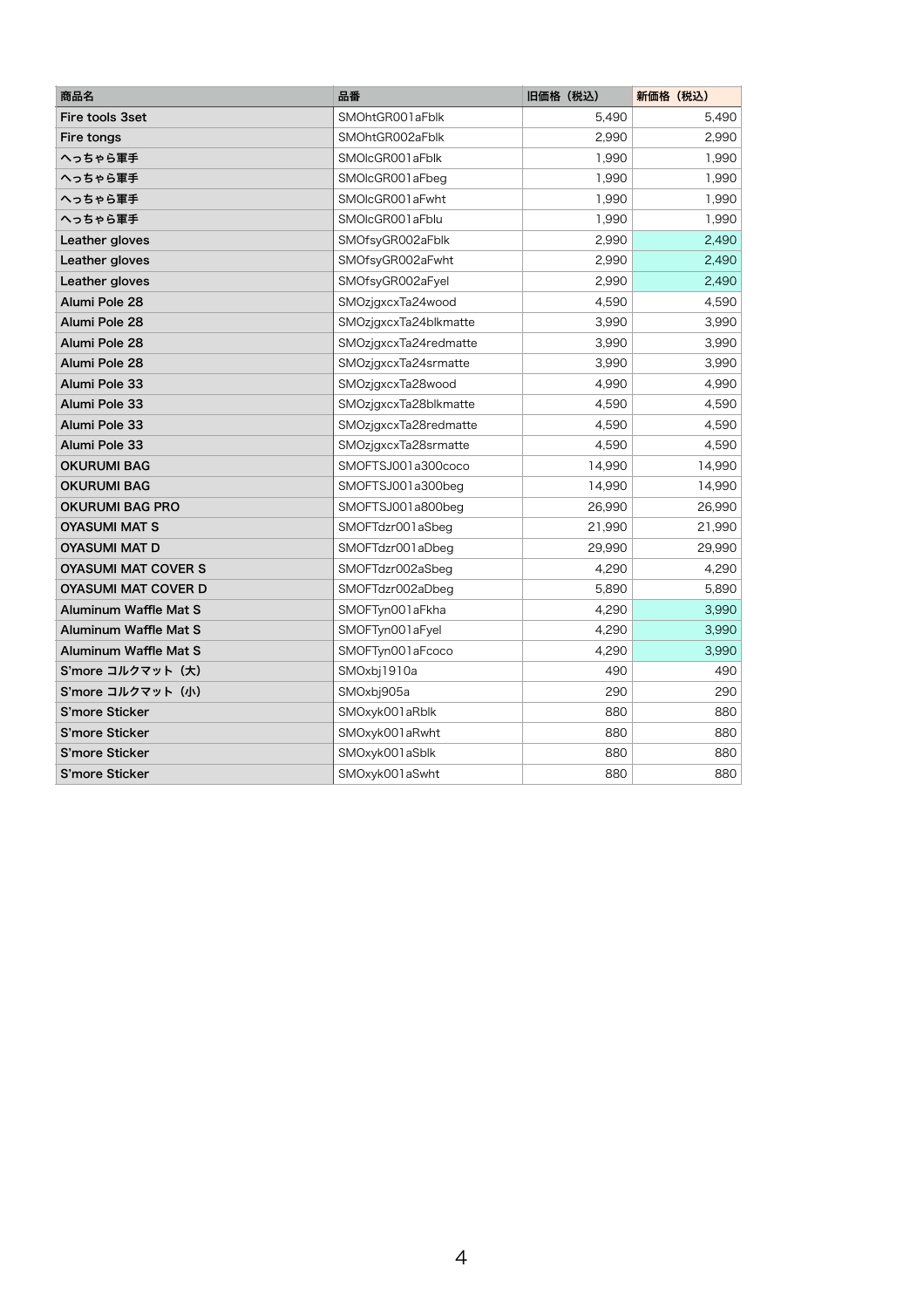| 商品名 | 品番 | 旧価格（税込） | 新価格（税込） |
| --- | --- | --- | --- |
| Fire tools 3set | SMOhtGR001aFblk | 5,490 | 5,490 |
| Fire tongs | SMOhtGR002aFblk | 2,990 | 2,990 |
| へっちゃら軍手 | SMOlcGR001aFblk | 1,990 | 1,990 |
| へっちゃら軍手 | SMOlcGR001aFbeg | 1,990 | 1,990 |
| へっちゃら軍手 | SMOlcGR001aFwht | 1,990 | 1,990 |
| へっちゃら軍手 | SMOlcGR001aFblu | 1,990 | 1,990 |
| Leather gloves | SMOfsyGR002aFblk | 2,990 | 2,490 |
| Leather gloves | SMOfsyGR002aFwht | 2,990 | 2,490 |
| Leather gloves | SMOfsyGR002aFyel | 2,990 | 2,490 |
| Alumi Pole 28 | SMOzjgxcxTa24wood | 4,590 | 4,590 |
| Alumi Pole 28 | SMOzjgxcxTa24blkmatte | 3,990 | 3,990 |
| Alumi Pole 28 | SMOzjgxcxTa24redmatte | 3,990 | 3,990 |
| Alumi Pole 28 | SMOzjgxcxTa24srmatte | 3,990 | 3,990 |
| Alumi Pole 33 | SMOzjgxcxTa28wood | 4,990 | 4,990 |
| Alumi Pole 33 | SMOzjgxcxTa28blkmatte | 4,590 | 4,590 |
| Alumi Pole 33 | SMOzjgxcxTa28redmatte | 4,590 | 4,590 |
| Alumi Pole 33 | SMOzjgxcxTa28srmatte | 4,590 | 4,590 |
| OKURUMI BAG | SMOFTSJ001a300coco | 14,990 | 14,990 |
| OKURUMI BAG | SMOFTSJ001a300beg | 14,990 | 14,990 |
| OKURUMI BAG PRO | SMOFTSJ001a800beg | 26,990 | 26,990 |
| OYASUMI MAT S | SMOFTdzr001aSbeg | 21,990 | 21,990 |
| OYASUMI MAT D | SMOFTdzr001aDbeg | 29,990 | 29,990 |
| OYASUMI MAT COVER S | SMOFTdzr002aSbeg | 4,290 | 4,290 |
| OYASUMI MAT COVER D | SMOFTdzr002aDbeg | 5,890 | 5,890 |
| Aluminum Waffle Mat S | SMOFTyn001aFkha | 4,290 | 3,990 |
| Aluminum Waffle Mat S | SMOFTyn001aFyel | 4,290 | 3,990 |
| Aluminum Waffle Mat S | SMOFTyn001aFcoco | 4,290 | 3,990 |
| S'more コルクマット（大） | SMOxbj1910a | 490 | 490 |
| S'more コルクマット（小） | SMOxbj905a | 290 | 290 |
| S'more Sticker | SMOxyk001aRblk | 880 | 880 |
| S'more Sticker | SMOxyk001aRwht | 880 | 880 |
| S'more Sticker | SMOxyk001aSblk | 880 | 880 |
| S'more Sticker | SMOxyk001aSwht | 880 | 880 |